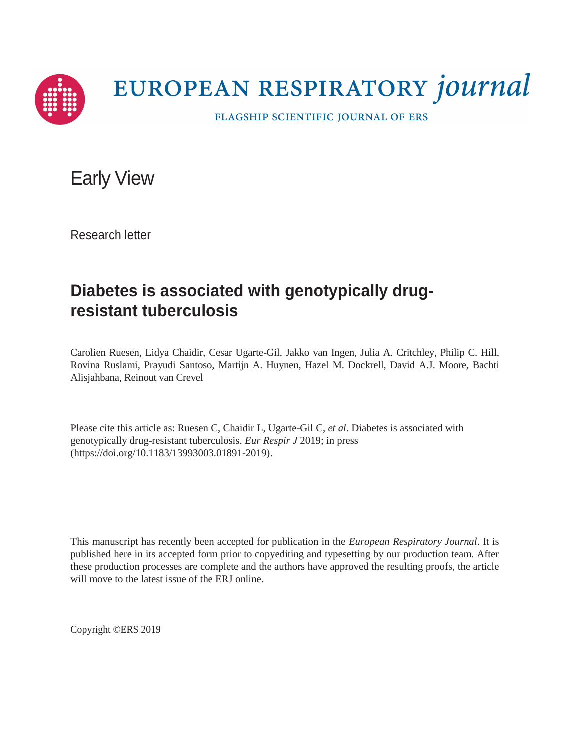EUROPEAN RESPIRATORY *journal*

FLAGSHIP SCIENTIFIC JOURNAL OF ERS

Early View

Research letter

# Diabetes is associated with genotypically drug-resistant tuberculosis

Carolien Ruesen, Lidya Chaidir, Cesar Ugarte-Gil, Jakko van Ingen, Julia A. Critchley, Philip C. Hill, Rovina Ruslami, Prayudi Santoso, Martijn A. Huynen, Hazel M. Dockrell, David A.J. Moore, Bachti Alisjahbana, Reinout van Crevel

Please cite this article as: Ruesen C, Chaidir L, Ugarte-Gil C, *et al*. Diabetes is associated with genotypically drug-resistant tuberculosis. *Eur Respir J* 2019; in press (https://doi.org/10.1183/13993003.01891-2019).

This manuscript has recently been accepted for publication in the *European Respiratory Journal*. It is published here in its accepted form prior to copyediting and typesetting by our production team. After these production processes are complete and the authors have approved the resulting proofs, the article will move to the latest issue of the ERJ online.

Copyright ©ERS 2019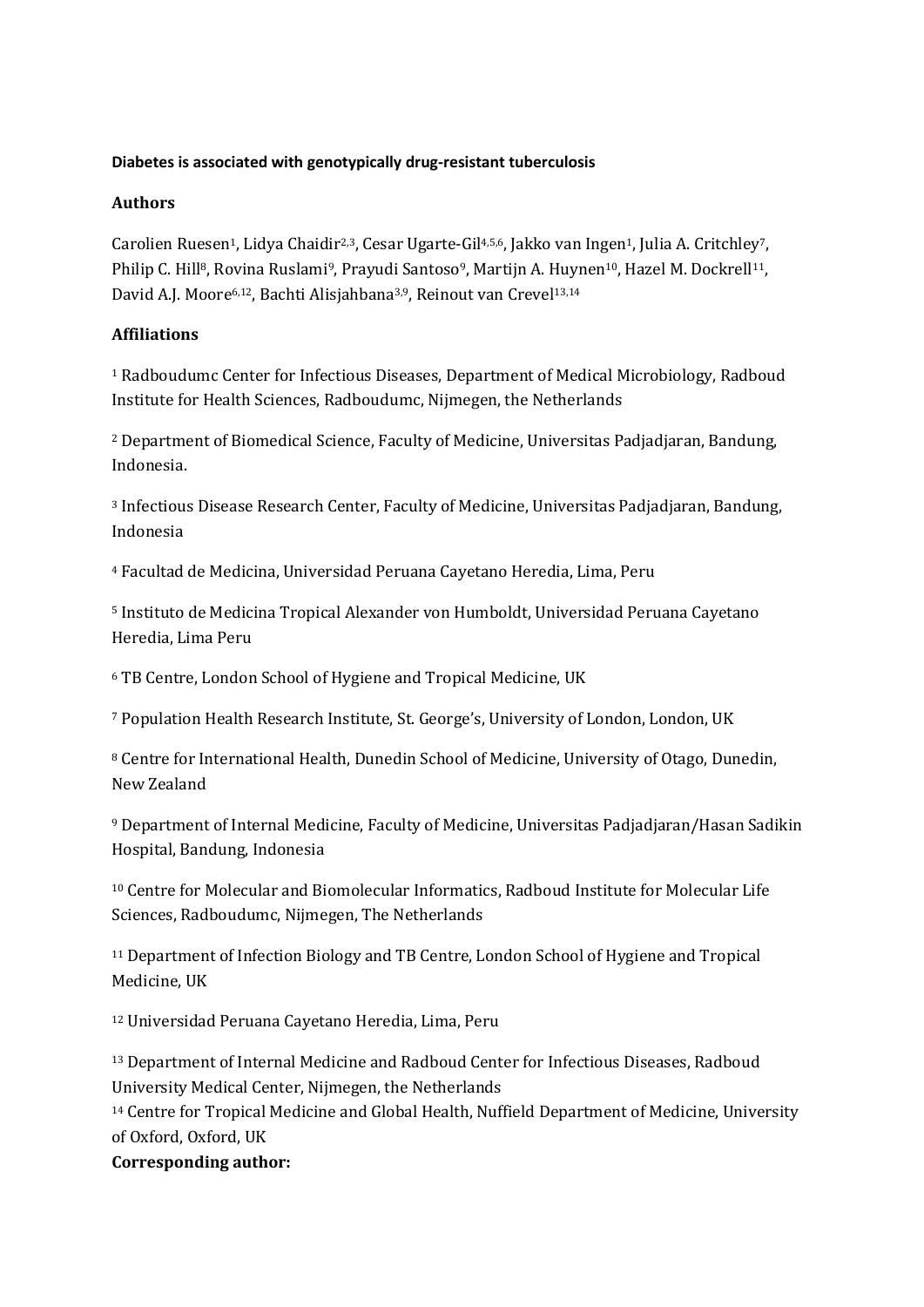**Diabetes is associated with genotypically drug-resistant tuberculosis**

**Authors**

Carolien Ruesen[1], Lidya Chaidir[2,3], Cesar Ugarte-Gil[4,5,6], Jakko van Ingen[1], Julia A. Critchley[7], Philip C. Hill[8], Rovina Ruslami[9], Prayudi Santoso[9], Martijn A. Huynen[10], Hazel M. Dockrell[11], David A.J. Moore[6,12], Bachti Alisjahbana[3,9], Reinout van Crevel[13,14]

**Affiliations**

[1] Radboudumc Center for Infectious Diseases, Department of Medical Microbiology, Radboud Institute for Health Sciences, Radboudumc, Nijmegen, the Netherlands

[2] Department of Biomedical Science, Faculty of Medicine, Universitas Padjadjaran, Bandung, Indonesia.

[3] Infectious Disease Research Center, Faculty of Medicine, Universitas Padjadjaran, Bandung, Indonesia

[4] Facultad de Medicina, Universidad Peruana Cayetano Heredia, Lima, Peru

[5] Instituto de Medicina Tropical Alexander von Humboldt, Universidad Peruana Cayetano Heredia, Lima Peru

[6] TB Centre, London School of Hygiene and Tropical Medicine, UK

[7] Population Health Research Institute, St. George's, University of London, London, UK

[8] Centre for International Health, Dunedin School of Medicine, University of Otago, Dunedin, New Zealand

[9] Department of Internal Medicine, Faculty of Medicine, Universitas Padjadjaran/Hasan Sadikin Hospital, Bandung, Indonesia

[10] Centre for Molecular and Biomolecular Informatics, Radboud Institute for Molecular Life Sciences, Radboudumc, Nijmegen, The Netherlands

[11] Department of Infection Biology and TB Centre, London School of Hygiene and Tropical Medicine, UK

[12] Universidad Peruana Cayetano Heredia, Lima, Peru

[13] Department of Internal Medicine and Radboud Center for Infectious Diseases, Radboud University Medical Center, Nijmegen, the Netherlands

[14] Centre for Tropical Medicine and Global Health, Nuffield Department of Medicine, University of Oxford, Oxford, UK

**Corresponding author:**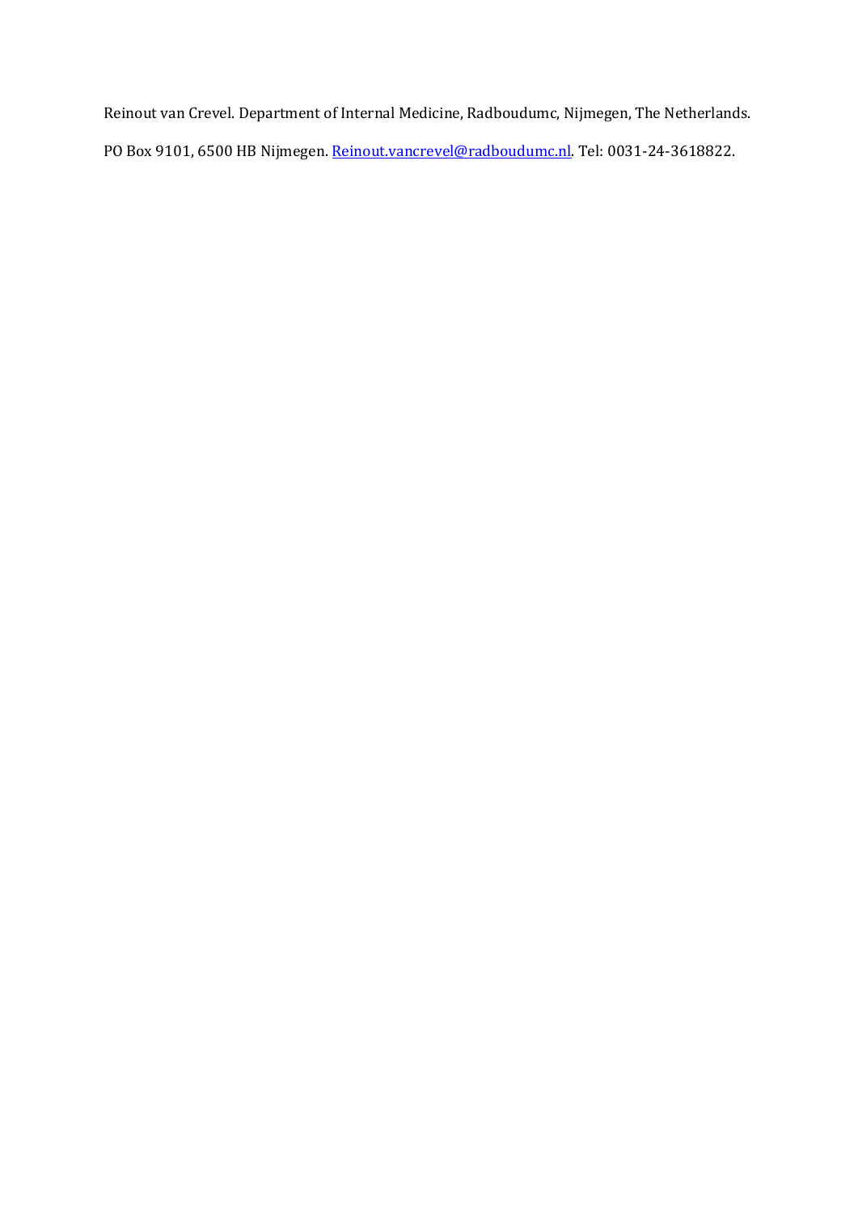Reinout van Crevel. Department of Internal Medicine, Radboudumc, Nijmegen, The Netherlands.

PO Box 9101, 6500 HB Nijmegen. Reinout.vancrevel@radboudumc.nl. Tel: 0031-24-3618822.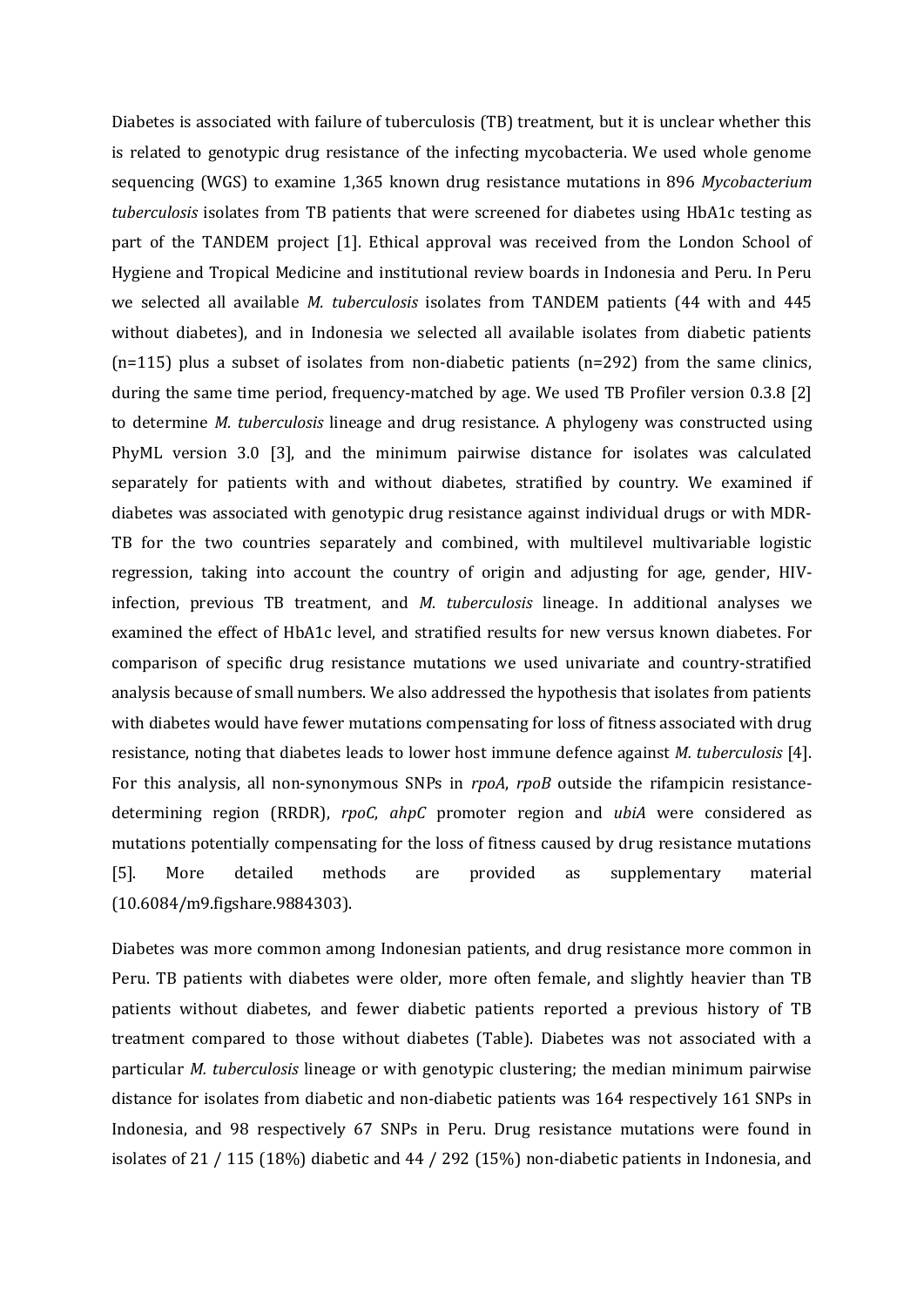Diabetes is associated with failure of tuberculosis (TB) treatment, but it is unclear whether this is related to genotypic drug resistance of the infecting mycobacteria. We used whole genome sequencing (WGS) to examine 1,365 known drug resistance mutations in 896 *Mycobacterium tuberculosis* isolates from TB patients that were screened for diabetes using HbA1c testing as part of the TANDEM project [1]. Ethical approval was received from the London School of Hygiene and Tropical Medicine and institutional review boards in Indonesia and Peru. In Peru we selected all available *M. tuberculosis* isolates from TANDEM patients (44 with and 445 without diabetes), and in Indonesia we selected all available isolates from diabetic patients (n=115) plus a subset of isolates from non-diabetic patients (n=292) from the same clinics, during the same time period, frequency-matched by age. We used TB Profiler version 0.3.8 [2] to determine *M. tuberculosis* lineage and drug resistance. A phylogeny was constructed using PhyML version 3.0 [3], and the minimum pairwise distance for isolates was calculated separately for patients with and without diabetes, stratified by country. We examined if diabetes was associated with genotypic drug resistance against individual drugs or with MDR-TB for the two countries separately and combined, with multilevel multivariable logistic regression, taking into account the country of origin and adjusting for age, gender, HIV-infection, previous TB treatment, and *M. tuberculosis* lineage. In additional analyses we examined the effect of HbA1c level, and stratified results for new versus known diabetes. For comparison of specific drug resistance mutations we used univariate and country-stratified analysis because of small numbers. We also addressed the hypothesis that isolates from patients with diabetes would have fewer mutations compensating for loss of fitness associated with drug resistance, noting that diabetes leads to lower host immune defence against *M. tuberculosis* [4]. For this analysis, all non-synonymous SNPs in *rpoA*, *rpoB* outside the rifampicin resistance-determining region (RRDR), *rpoC*, *ahpC* promoter region and *ubiA* were considered as mutations potentially compensating for the loss of fitness caused by drug resistance mutations [5]. More detailed methods are provided as supplementary material (10.6084/m9.figshare.9884303).

Diabetes was more common among Indonesian patients, and drug resistance more common in Peru. TB patients with diabetes were older, more often female, and slightly heavier than TB patients without diabetes, and fewer diabetic patients reported a previous history of TB treatment compared to those without diabetes (Table). Diabetes was not associated with a particular *M. tuberculosis* lineage or with genotypic clustering; the median minimum pairwise distance for isolates from diabetic and non-diabetic patients was 164 respectively 161 SNPs in Indonesia, and 98 respectively 67 SNPs in Peru. Drug resistance mutations were found in isolates of 21 / 115 (18%) diabetic and 44 / 292 (15%) non-diabetic patients in Indonesia, and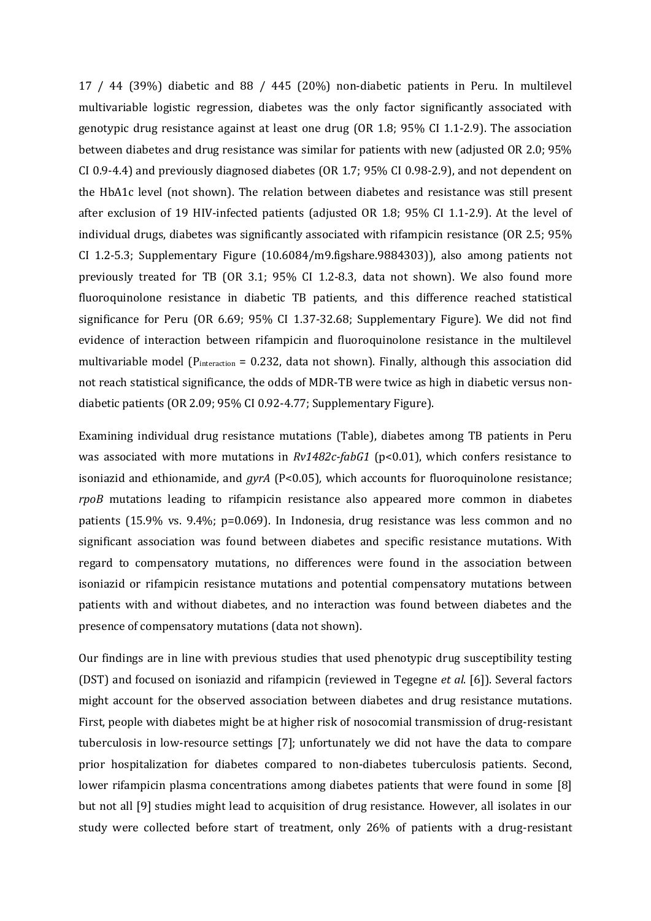17 / 44 (39%) diabetic and 88 / 445 (20%) non-diabetic patients in Peru. In multilevel multivariable logistic regression, diabetes was the only factor significantly associated with genotypic drug resistance against at least one drug (OR 1.8; 95% CI 1.1-2.9). The association between diabetes and drug resistance was similar for patients with new (adjusted OR 2.0; 95% CI 0.9-4.4) and previously diagnosed diabetes (OR 1.7; 95% CI 0.98-2.9), and not dependent on the HbA1c level (not shown). The relation between diabetes and resistance was still present after exclusion of 19 HIV-infected patients (adjusted OR 1.8; 95% CI 1.1-2.9). At the level of individual drugs, diabetes was significantly associated with rifampicin resistance (OR 2.5; 95% CI 1.2-5.3; Supplementary Figure (10.6084/m9.figshare.9884303)), also among patients not previously treated for TB (OR 3.1; 95% CI 1.2-8.3, data not shown). We also found more fluoroquinolone resistance in diabetic TB patients, and this difference reached statistical significance for Peru (OR 6.69; 95% CI 1.37-32.68; Supplementary Figure). We did not find evidence of interaction between rifampicin and fluoroquinolone resistance in the multilevel multivariable model ($P_{interaction}$ = 0.232, data not shown). Finally, although this association did not reach statistical significance, the odds of MDR-TB were twice as high in diabetic versus non-diabetic patients (OR 2.09; 95% CI 0.92-4.77; Supplementary Figure).

Examining individual drug resistance mutations (Table), diabetes among TB patients in Peru was associated with more mutations in *Rv1482c-fabG1* (p<0.01), which confers resistance to isoniazid and ethionamide, and *gyrA* (P<0.05), which accounts for fluoroquinolone resistance; *rpoB* mutations leading to rifampicin resistance also appeared more common in diabetes patients (15.9% vs. 9.4%; p=0.069). In Indonesia, drug resistance was less common and no significant association was found between diabetes and specific resistance mutations. With regard to compensatory mutations, no differences were found in the association between isoniazid or rifampicin resistance mutations and potential compensatory mutations between patients with and without diabetes, and no interaction was found between diabetes and the presence of compensatory mutations (data not shown).

Our findings are in line with previous studies that used phenotypic drug susceptibility testing (DST) and focused on isoniazid and rifampicin (reviewed in Tegegne *et al*. [6]). Several factors might account for the observed association between diabetes and drug resistance mutations. First, people with diabetes might be at higher risk of nosocomial transmission of drug-resistant tuberculosis in low-resource settings [7]; unfortunately we did not have the data to compare prior hospitalization for diabetes compared to non-diabetes tuberculosis patients. Second, lower rifampicin plasma concentrations among diabetes patients that were found in some [8] but not all [9] studies might lead to acquisition of drug resistance. However, all isolates in our study were collected before start of treatment, only 26% of patients with a drug-resistant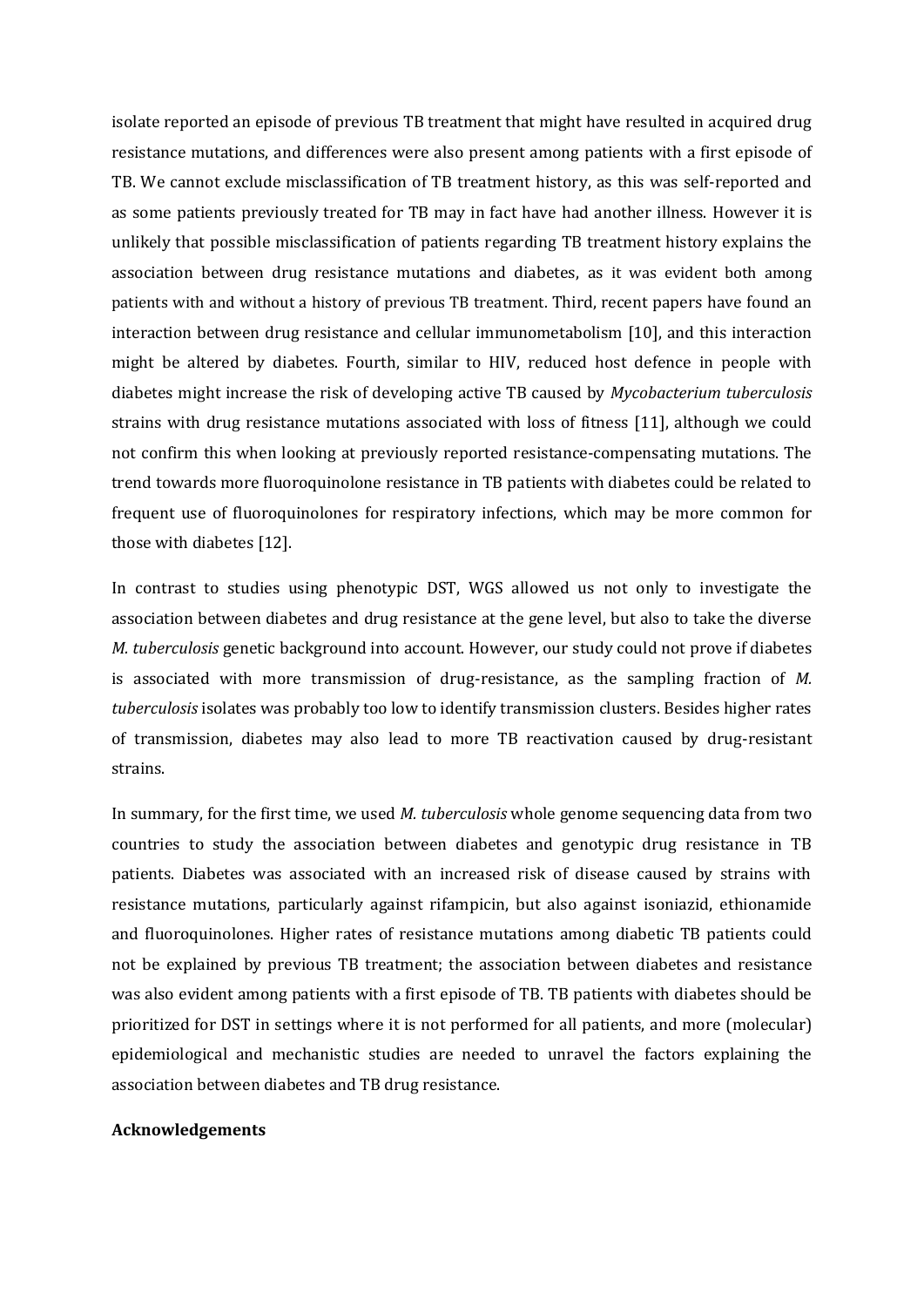isolate reported an episode of previous TB treatment that might have resulted in acquired drug resistance mutations, and differences were also present among patients with a first episode of TB. We cannot exclude misclassification of TB treatment history, as this was self-reported and as some patients previously treated for TB may in fact have had another illness. However it is unlikely that possible misclassification of patients regarding TB treatment history explains the association between drug resistance mutations and diabetes, as it was evident both among patients with and without a history of previous TB treatment. Third, recent papers have found an interaction between drug resistance and cellular immunometabolism [10], and this interaction might be altered by diabetes. Fourth, similar to HIV, reduced host defence in people with diabetes might increase the risk of developing active TB caused by *Mycobacterium tuberculosis* strains with drug resistance mutations associated with loss of fitness [11], although we could not confirm this when looking at previously reported resistance-compensating mutations. The trend towards more fluoroquinolone resistance in TB patients with diabetes could be related to frequent use of fluoroquinolones for respiratory infections, which may be more common for those with diabetes [12].

In contrast to studies using phenotypic DST, WGS allowed us not only to investigate the association between diabetes and drug resistance at the gene level, but also to take the diverse *M. tuberculosis* genetic background into account. However, our study could not prove if diabetes is associated with more transmission of drug-resistance, as the sampling fraction of *M. tuberculosis* isolates was probably too low to identify transmission clusters. Besides higher rates of transmission, diabetes may also lead to more TB reactivation caused by drug-resistant strains.

In summary, for the first time, we used *M. tuberculosis* whole genome sequencing data from two countries to study the association between diabetes and genotypic drug resistance in TB patients. Diabetes was associated with an increased risk of disease caused by strains with resistance mutations, particularly against rifampicin, but also against isoniazid, ethionamide and fluoroquinolones. Higher rates of resistance mutations among diabetic TB patients could not be explained by previous TB treatment; the association between diabetes and resistance was also evident among patients with a first episode of TB. TB patients with diabetes should be prioritized for DST in settings where it is not performed for all patients, and more (molecular) epidemiological and mechanistic studies are needed to unravel the factors explaining the association between diabetes and TB drug resistance.

**Acknowledgements**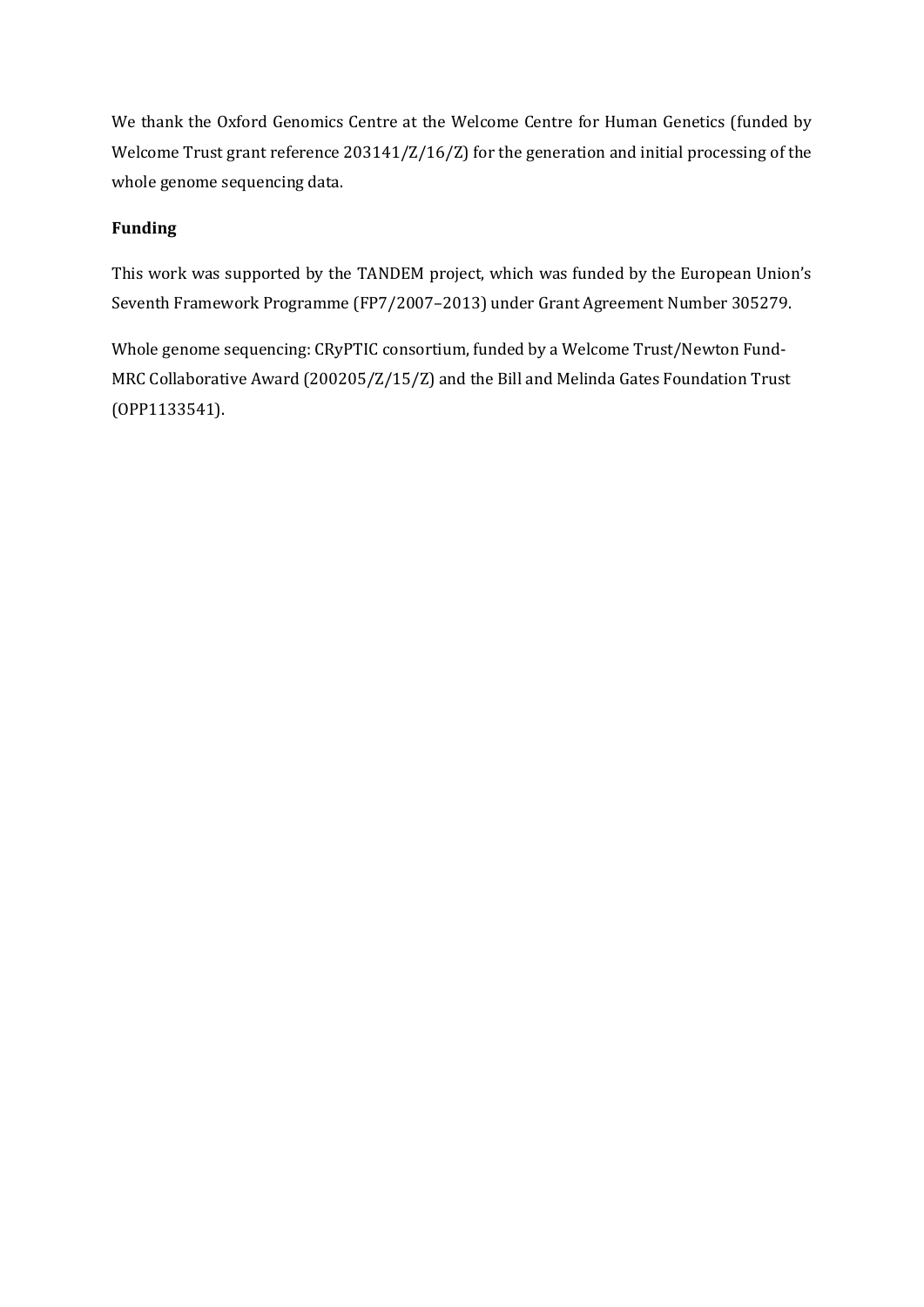We thank the Oxford Genomics Centre at the Welcome Centre for Human Genetics (funded by Welcome Trust grant reference 203141/Z/16/Z) for the generation and initial processing of the whole genome sequencing data.

**Funding**

This work was supported by the TANDEM project, which was funded by the European Union's Seventh Framework Programme (FP7/2007–2013) under Grant Agreement Number 305279.

Whole genome sequencing: CRyPTIC consortium, funded by a Welcome Trust/Newton Fund-MRC Collaborative Award (200205/Z/15/Z) and the Bill and Melinda Gates Foundation Trust (OPP1133541).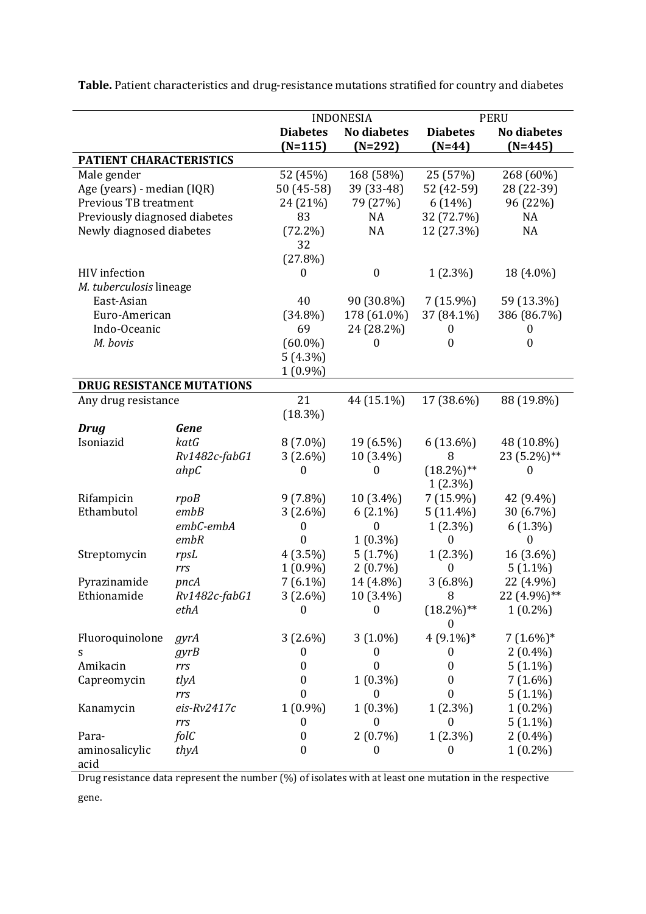**Table.** Patient characteristics and drug-resistance mutations stratified for country and diabetes

| | | INDONESIA | | PERU | |
|---|---|---|---|---|---|
| | | **Diabetes (N=115)** | **No diabetes (N=292)** | **Diabetes (N=44)** | **No diabetes (N=445)** |
| **PATIENT CHARACTERISTICS** | | | | | |
| Male gender | | 52 (45%) | 168 (58%) | 25 (57%) | 268 (60%) |
| Age (years) - median (IQR) | | 50 (45-58) | 39 (33-48) | 52 (42-59) | 28 (22-39) |
| Previous TB treatment | | 24 (21%) | 79 (27%) | 6 (14%) | 96 (22%) |
| Previously diagnosed diabetes | | 83 (72.2%) | NA | 32 (72.7%) | NA |
| Newly diagnosed diabetes | | 32 (27.8%) | NA | 12 (27.3%) | NA |
| HIV infection | | 0 | 0 | 1 (2.3%) | 18 (4.0%) |
| *M. tuberculosis* lineage | | | | | |
| East-Asian | | 40 (34.8%) | 90 (30.8%) | 7 (15.9%) | 59 (13.3%) |
| Euro-American | | 69 (60.0%) | 178 (61.0%) | 37 (84.1%) | 386 (86.7%) |
| Indo-Oceanic | | 5 (4.3%) | 24 (28.2%) | 0 | 0 |
| *M. bovis* | | 1 (0.9%) | 0 | 0 | 0 |
| **DRUG RESISTANCE MUTATIONS** | | | | | |
| Any drug resistance | | 21 (18.3%) | 44 (15.1%) | 17 (38.6%) | 88 (19.8%) |
| ***Drug*** | ***Gene*** | | | | |
| Isoniazid | *katG* | 8 (7.0%) | 19 (6.5%) | 6 (13.6%) | 48 (10.8%) |
| | *Rv1482c-fabG1* | 3 (2.6%) | 10 (3.4%) | 8 (18.2%)** | 23 (5.2%)** |
| | *ahpC* | 0 | 0 | 1 (2.3%) | 0 |
| Rifampicin | *rpoB* | 9 (7.8%) | 10 (3.4%) | 7 (15.9%) | 42 (9.4%) |
| Ethambutol | *embB* | 3 (2.6%) | 6 (2.1%) | 5 (11.4%) | 30 (6.7%) |
| | *embC-embA* | 0 | 0 | 1 (2.3%) | 6 (1.3%) |
| | *embR* | 0 | 1 (0.3%) | 0 | 0 |
| Streptomycin | *rpsL* | 4 (3.5%) | 5 (1.7%) | 1 (2.3%) | 16 (3.6%) |
| | *rrs* | 1 (0.9%) | 2 (0.7%) | 0 | 5 (1.1%) |
| Pyrazinamide | *pncA* | 7 (6.1%) | 14 (4.8%) | 3 (6.8%) | 22 (4.9%) |
| Ethionamide | *Rv1482c-fabG1* | 3 (2.6%) | 10 (3.4%) | 8 (18.2%)** | 22 (4.9%)** |
| | *ethA* | 0 | 0 | 0 | 1 (0.2%) |
| Fluoroquinolones | *gyrA* | 3 (2.6%) | 3 (1.0%) | 4 (9.1%)* | 7 (1.6%)* |
| | *gyrB* | 0 | 0 | 0 | 2 (0.4%) |
| Amikacin | *rrs* | 0 | 0 | 0 | 5 (1.1%) |
| Capreomycin | *tlyA* | 0 | 1 (0.3%) | 0 | 7 (1.6%) |
| | *rrs* | 0 | 0 | 0 | 5 (1.1%) |
| Kanamycin | *eis-Rv2417c* | 1 (0.9%) | 1 (0.3%) | 1 (2.3%) | 1 (0.2%) |
| | *rrs* | 0 | 0 | 0 | 5 (1.1%) |
| Para-aminosalicylic acid | *folC* | 0 | 2 (0.7%) | 1 (2.3%) | 2 (0.4%) |
| | *thyA* | 0 | 0 | 0 | 1 (0.2%) |

Drug resistance data represent the number (%) of isolates with at least one mutation in the respective gene.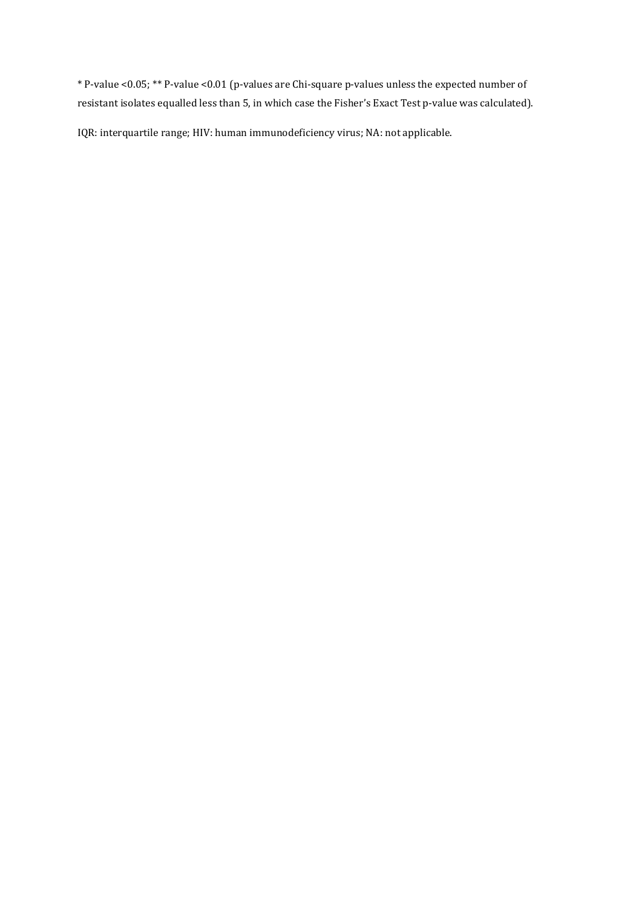* P-value <0.05; ** P-value <0.01 (p-values are Chi-square p-values unless the expected number of resistant isolates equalled less than 5, in which case the Fisher's Exact Test p-value was calculated).

IQR: interquartile range; HIV: human immunodeficiency virus; NA: not applicable.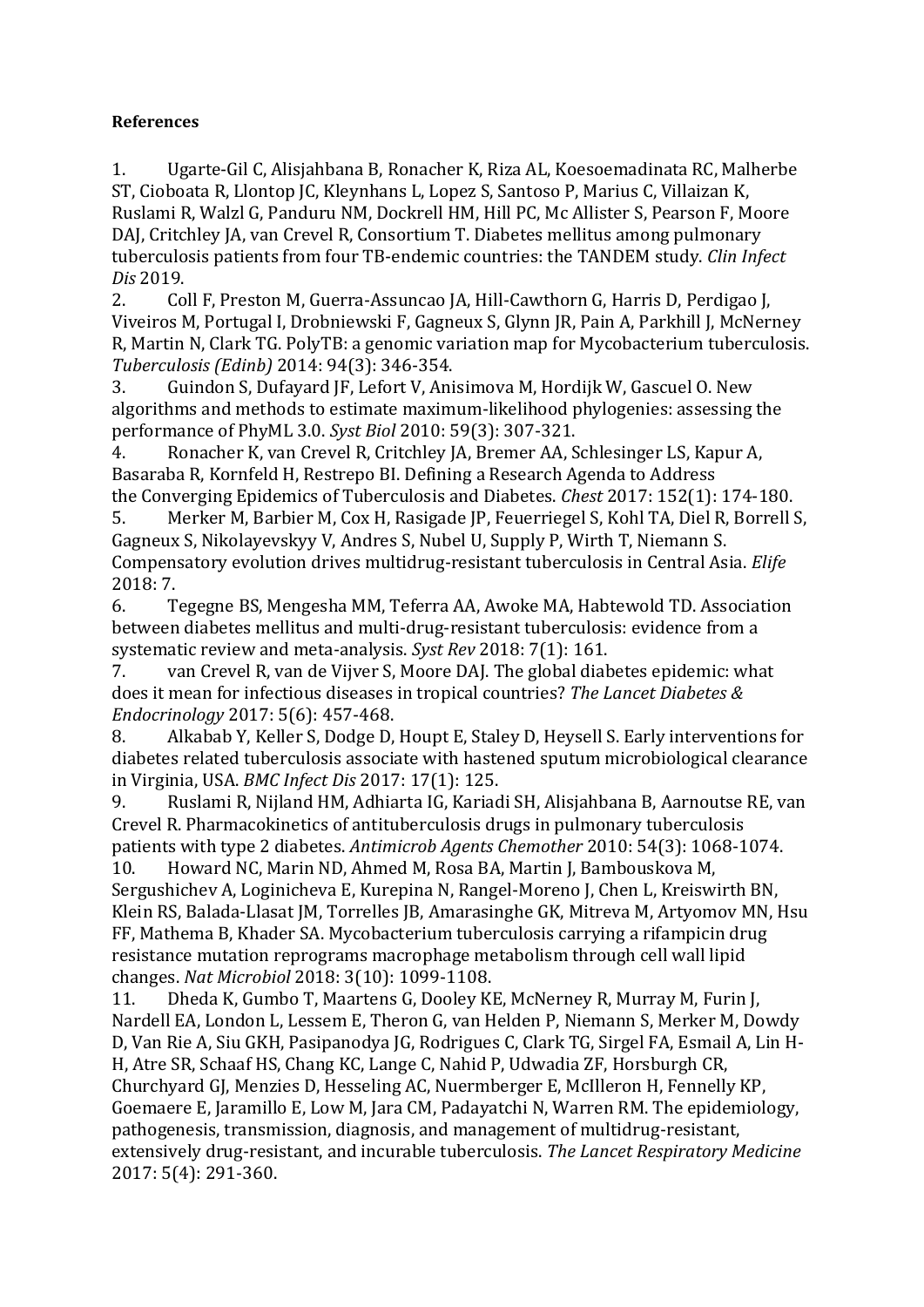**References**

1. Ugarte-Gil C, Alisjahbana B, Ronacher K, Riza AL, Koesoemadinata RC, Malherbe ST, Cioboata R, Llontop JC, Kleynhans L, Lopez S, Santoso P, Marius C, Villaizan K, Ruslami R, Walzl G, Panduru NM, Dockrell HM, Hill PC, Mc Allister S, Pearson F, Moore DAJ, Critchley JA, van Crevel R, Consortium T. Diabetes mellitus among pulmonary tuberculosis patients from four TB-endemic countries: the TANDEM study. *Clin Infect Dis* 2019.
2. Coll F, Preston M, Guerra-Assuncao JA, Hill-Cawthorn G, Harris D, Perdigao J, Viveiros M, Portugal I, Drobniewski F, Gagneux S, Glynn JR, Pain A, Parkhill J, McNerney R, Martin N, Clark TG. PolyTB: a genomic variation map for Mycobacterium tuberculosis. *Tuberculosis (Edinb)* 2014: 94(3): 346-354.
3. Guindon S, Dufayard JF, Lefort V, Anisimova M, Hordijk W, Gascuel O. New algorithms and methods to estimate maximum-likelihood phylogenies: assessing the performance of PhyML 3.0. *Syst Biol* 2010: 59(3): 307-321.
4. Ronacher K, van Crevel R, Critchley JA, Bremer AA, Schlesinger LS, Kapur A, Basaraba R, Kornfeld H, Restrepo BI. Defining a Research Agenda to Address the Converging Epidemics of Tuberculosis and Diabetes. *Chest* 2017: 152(1): 174-180.
5. Merker M, Barbier M, Cox H, Rasigade JP, Feuerriegel S, Kohl TA, Diel R, Borrell S, Gagneux S, Nikolayevskyy V, Andres S, Nubel U, Supply P, Wirth T, Niemann S. Compensatory evolution drives multidrug-resistant tuberculosis in Central Asia. *Elife* 2018: 7.
6. Tegegne BS, Mengesha MM, Teferra AA, Awoke MA, Habtewold TD. Association between diabetes mellitus and multi-drug-resistant tuberculosis: evidence from a systematic review and meta-analysis. *Syst Rev* 2018: 7(1): 161.
7. van Crevel R, van de Vijver S, Moore DAJ. The global diabetes epidemic: what does it mean for infectious diseases in tropical countries? *The Lancet Diabetes & Endocrinology* 2017: 5(6): 457-468.
8. Alkabab Y, Keller S, Dodge D, Houpt E, Staley D, Heysell S. Early interventions for diabetes related tuberculosis associate with hastened sputum microbiological clearance in Virginia, USA. *BMC Infect Dis* 2017: 17(1): 125.
9. Ruslami R, Nijland HM, Adhiarta IG, Kariadi SH, Alisjahbana B, Aarnoutse RE, van Crevel R. Pharmacokinetics of antituberculosis drugs in pulmonary tuberculosis patients with type 2 diabetes. *Antimicrob Agents Chemother* 2010: 54(3): 1068-1074.
10. Howard NC, Marin ND, Ahmed M, Rosa BA, Martin J, Bambouskova M, Sergushichev A, Loginicheva E, Kurepina N, Rangel-Moreno J, Chen L, Kreiswirth BN, Klein RS, Balada-Llasat JM, Torrelles JB, Amarasinghe GK, Mitreva M, Artyomov MN, Hsu FF, Mathema B, Khader SA. Mycobacterium tuberculosis carrying a rifampicin drug resistance mutation reprograms macrophage metabolism through cell wall lipid changes. *Nat Microbiol* 2018: 3(10): 1099-1108.
11. Dheda K, Gumbo T, Maartens G, Dooley KE, McNerney R, Murray M, Furin J, Nardell EA, London L, Lessem E, Theron G, van Helden P, Niemann S, Merker M, Dowdy D, Van Rie A, Siu GKH, Pasipanodya JG, Rodrigues C, Clark TG, Sirgel FA, Esmail A, Lin H-H, Atre SR, Schaaf HS, Chang KC, Lange C, Nahid P, Udwadia ZF, Horsburgh CR, Churchyard GJ, Menzies D, Hesseling AC, Nuermberger E, McIlleron H, Fennelly KP, Goemaere E, Jaramillo E, Low M, Jara CM, Padayatchi N, Warren RM. The epidemiology, pathogenesis, transmission, diagnosis, and management of multidrug-resistant, extensively drug-resistant, and incurable tuberculosis. *The Lancet Respiratory Medicine* 2017: 5(4): 291-360.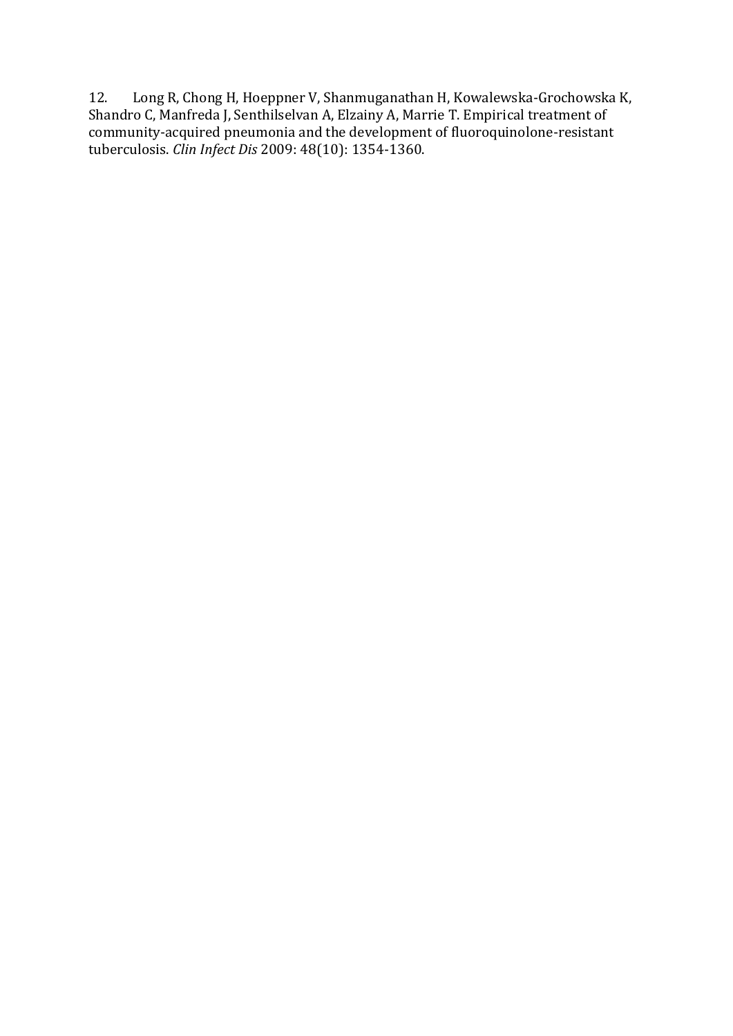12. Long R, Chong H, Hoeppner V, Shanmuganathan H, Kowalewska-Grochowska K, Shandro C, Manfreda J, Senthilselvan A, Elzainy A, Marrie T. Empirical treatment of community-acquired pneumonia and the development of fluoroquinolone-resistant tuberculosis. *Clin Infect Dis* 2009: 48(10): 1354-1360.